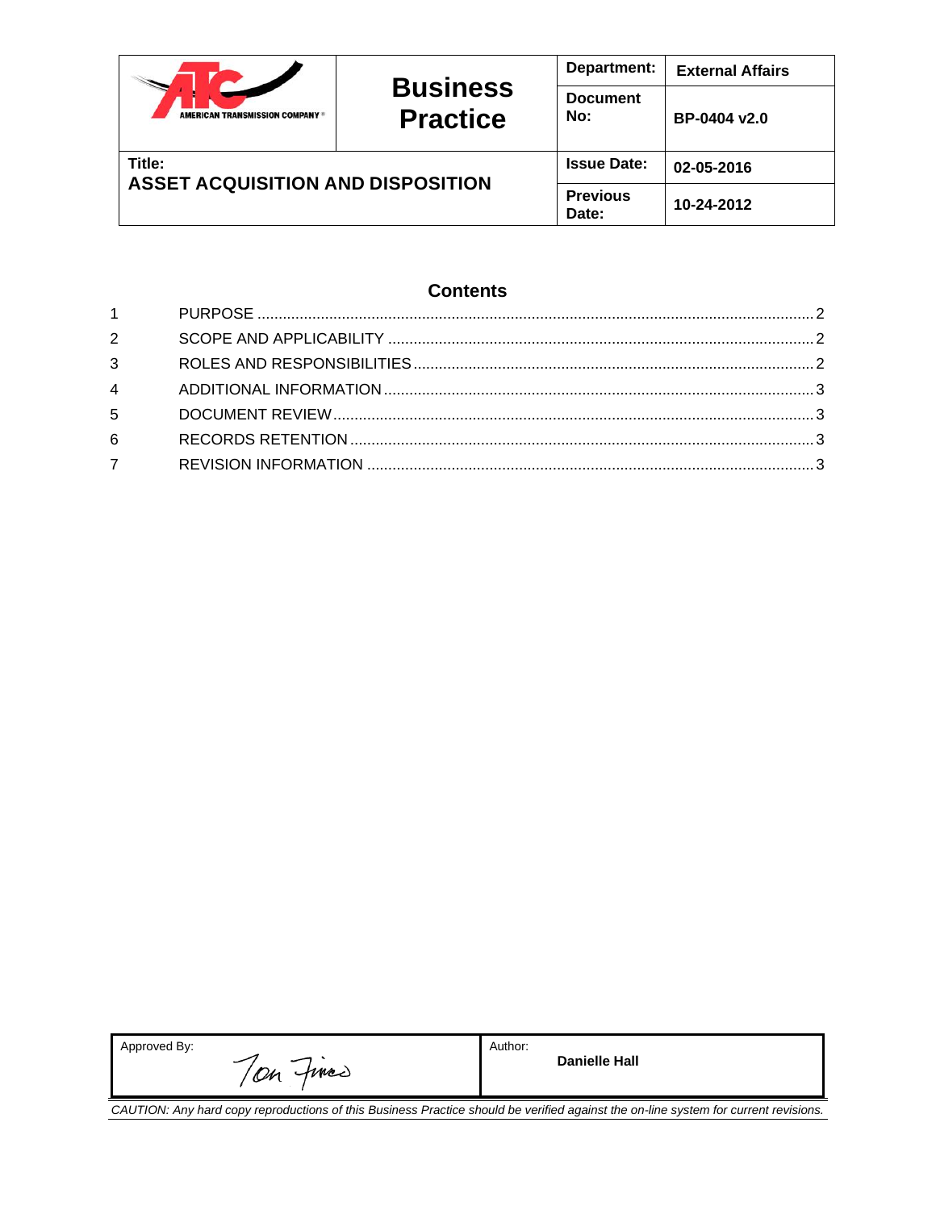| AMERICAN TRANSMISSION COMPANY® | **Business Practice** | **Department:** | **External Affairs** |
|---|---|---|---|
| | | **Document No:** | **BP-0404 v2.0** |
| **Title:** **ASSET ACQUISITION AND DISPOSITION** | | **Issue Date:** | **02-05-2016** |
| | | **Previous Date:** | **10-24-2012** |

## Contents

1 PURPOSE .......... 2

2 SCOPE AND APPLICABILITY .......... 2

3 ROLES AND RESPONSIBILITIES .......... 2

4 ADDITIONAL INFORMATION .......... 3

5 DOCUMENT REVIEW .......... 3

6 RECORDS RETENTION .......... 3

7 REVISION INFORMATION .......... 3

| Approved By: Tom Finco | Author: **Danielle Hall** |
|---|---|

*CAUTION: Any hard copy reproductions of this Business Practice should be verified against the on-line system for current revisions.*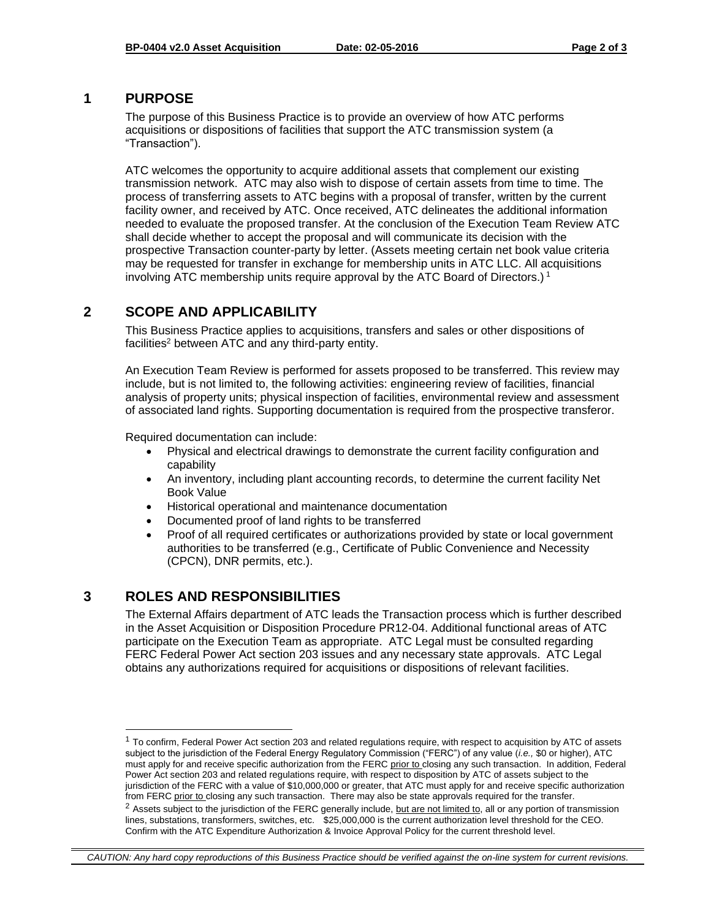# 1 PURPOSE

The purpose of this Business Practice is to provide an overview of how ATC performs acquisitions or dispositions of facilities that support the ATC transmission system (a "Transaction").

ATC welcomes the opportunity to acquire additional assets that complement our existing transmission network. ATC may also wish to dispose of certain assets from time to time. The process of transferring assets to ATC begins with a proposal of transfer, written by the current facility owner, and received by ATC. Once received, ATC delineates the additional information needed to evaluate the proposed transfer. At the conclusion of the Execution Team Review ATC shall decide whether to accept the proposal and will communicate its decision with the prospective Transaction counter-party by letter. (Assets meeting certain net book value criteria may be requested for transfer in exchange for membership units in ATC LLC. All acquisitions involving ATC membership units require approval by the ATC Board of Directors.) [1]

# 2 SCOPE AND APPLICABILITY

This Business Practice applies to acquisitions, transfers and sales or other dispositions of facilities[2] between ATC and any third-party entity.

An Execution Team Review is performed for assets proposed to be transferred. This review may include, but is not limited to, the following activities: engineering review of facilities, financial analysis of property units; physical inspection of facilities, environmental review and assessment of associated land rights. Supporting documentation is required from the prospective transferor.

Required documentation can include:

- Physical and electrical drawings to demonstrate the current facility configuration and capability
- An inventory, including plant accounting records, to determine the current facility Net Book Value
- Historical operational and maintenance documentation
- Documented proof of land rights to be transferred
- Proof of all required certificates or authorizations provided by state or local government authorities to be transferred (e.g., Certificate of Public Convenience and Necessity (CPCN), DNR permits, etc.).

# 3 ROLES AND RESPONSIBILITIES

The External Affairs department of ATC leads the Transaction process which is further described in the Asset Acquisition or Disposition Procedure PR12-04. Additional functional areas of ATC participate on the Execution Team as appropriate. ATC Legal must be consulted regarding FERC Federal Power Act section 203 issues and any necessary state approvals. ATC Legal obtains any authorizations required for acquisitions or dispositions of relevant facilities.

---

[1] To confirm, Federal Power Act section 203 and related regulations require, with respect to acquisition by ATC of assets subject to the jurisdiction of the Federal Energy Regulatory Commission ("FERC") of any value (*i.e.,* $0 or higher), ATC must apply for and receive specific authorization from the FERC prior to closing any such transaction. In addition, Federal Power Act section 203 and related regulations require, with respect to disposition by ATC of assets subject to the jurisdiction of the FERC with a value of $10,000,000 or greater, that ATC must apply for and receive specific authorization from FERC prior to closing any such transaction. There may also be state approvals required for the transfer.

[2] Assets subject to the jurisdiction of the FERC generally include, but are not limited to, all or any portion of transmission lines, substations, transformers, switches, etc. $25,000,000 is the current authorization level threshold for the CEO. Confirm with the ATC Expenditure Authorization & Invoice Approval Policy for the current threshold level.

*CAUTION: Any hard copy reproductions of this Business Practice should be verified against the on-line system for current revisions.*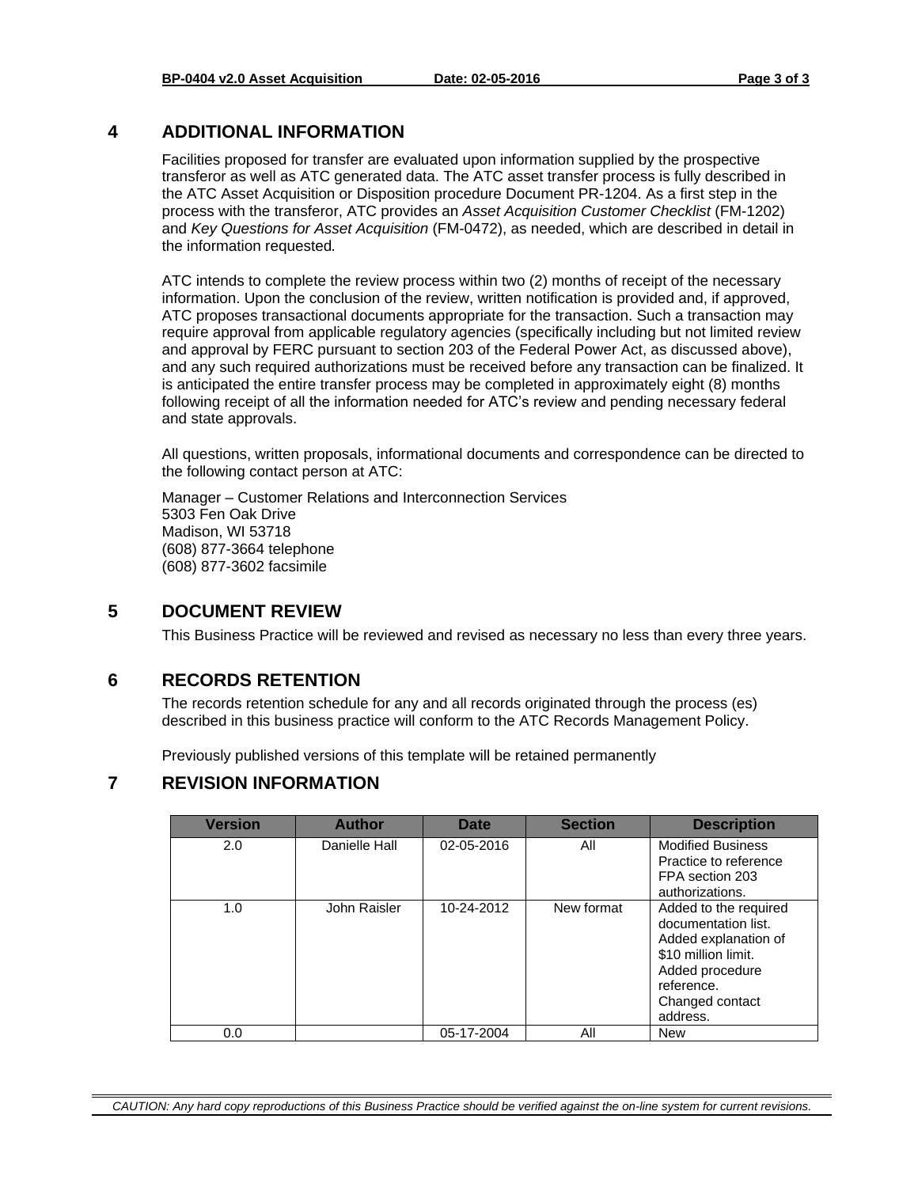## 4 ADDITIONAL INFORMATION

Facilities proposed for transfer are evaluated upon information supplied by the prospective transferor as well as ATC generated data. The ATC asset transfer process is fully described in the ATC Asset Acquisition or Disposition procedure Document PR-1204. As a first step in the process with the transferor, ATC provides an *Asset Acquisition Customer Checklist* (FM-1202) and *Key Questions for Asset Acquisition* (FM-0472), as needed, which are described in detail in the information requested*.*

ATC intends to complete the review process within two (2) months of receipt of the necessary information. Upon the conclusion of the review, written notification is provided and, if approved, ATC proposes transactional documents appropriate for the transaction. Such a transaction may require approval from applicable regulatory agencies (specifically including but not limited review and approval by FERC pursuant to section 203 of the Federal Power Act, as discussed above), and any such required authorizations must be received before any transaction can be finalized. It is anticipated the entire transfer process may be completed in approximately eight (8) months following receipt of all the information needed for ATC's review and pending necessary federal and state approvals.

All questions, written proposals, informational documents and correspondence can be directed to the following contact person at ATC:

Manager – Customer Relations and Interconnection Services
5303 Fen Oak Drive
Madison, WI 53718
(608) 877-3664 telephone
(608) 877-3602 facsimile

## 5 DOCUMENT REVIEW

This Business Practice will be reviewed and revised as necessary no less than every three years.

## 6 RECORDS RETENTION

The records retention schedule for any and all records originated through the process (es) described in this business practice will conform to the ATC Records Management Policy.

Previously published versions of this template will be retained permanently

## 7 REVISION INFORMATION

| Version | Author | Date | Section | Description |
|---|---|---|---|---|
| 2.0 | Danielle Hall | 02-05-2016 | All | Modified Business Practice to reference FPA section 203 authorizations. |
| 1.0 | John Raisler | 10-24-2012 | New format | Added to the required documentation list. Added explanation of $10 million limit. Added procedure reference. Changed contact address. |
| 0.0 | | 05-17-2004 | All | New |

*CAUTION: Any hard copy reproductions of this Business Practice should be verified against the on-line system for current revisions.*